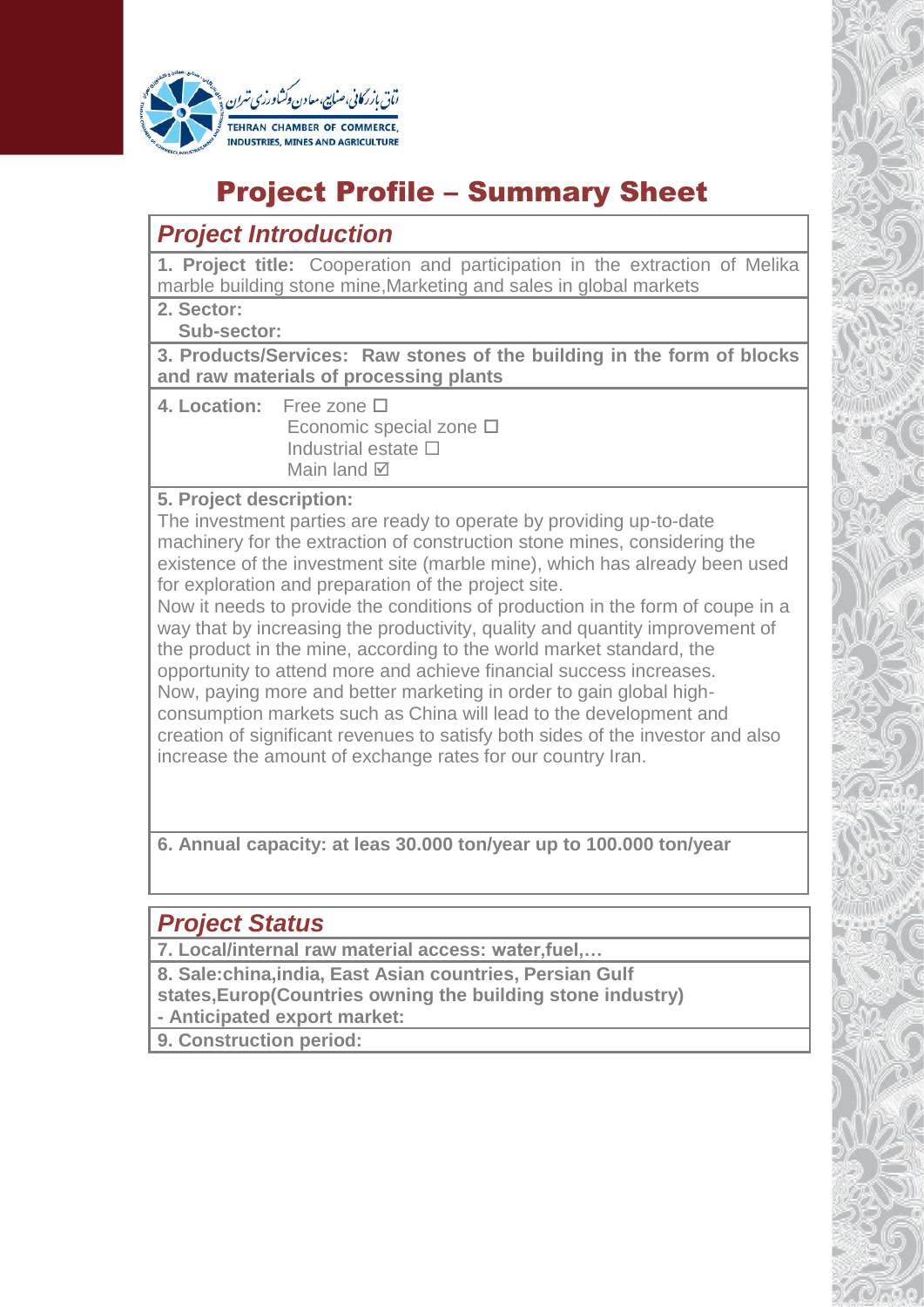اتاق بازرگانی، صنایع، معادن و کشاورزی تهران
TEHRAN CHAMBER OF COMMERCE, INDUSTRIES, MINES AND AGRICULTURE

# Project Profile – Summary Sheet

## *Project Introduction*

**1. Project title:** Cooperation and participation in the extraction of Melika marble building stone mine,Marketing and sales in global markets

**2. Sector:**

**Sub-sector:**

**3. Products/Services: Raw stones of the building in the form of blocks and raw materials of processing plants**

**4. Location:** Free zone ☐
Economic special zone ☐
Industrial estate ☐
Main land ☑

**5. Project description:**

The investment parties are ready to operate by providing up-to-date machinery for the extraction of construction stone mines, considering the existence of the investment site (marble mine), which has already been used for exploration and preparation of the project site.

Now it needs to provide the conditions of production in the form of coupe in a way that by increasing the productivity, quality and quantity improvement of the product in the mine, according to the world market standard, the opportunity to attend more and achieve financial success increases.

Now, paying more and better marketing in order to gain global high-consumption markets such as China will lead to the development and creation of significant revenues to satisfy both sides of the investor and also increase the amount of exchange rates for our country Iran.

**6. Annual capacity: at leas 30.000 ton/year up to 100.000 ton/year**

## *Project Status*

**7. Local/internal raw material access: water,fuel,…**

**8. Sale:china,india, East Asian countries, Persian Gulf states,Europ(Countries owning the building stone industry)**

**- Anticipated export market:**

**9. Construction period:**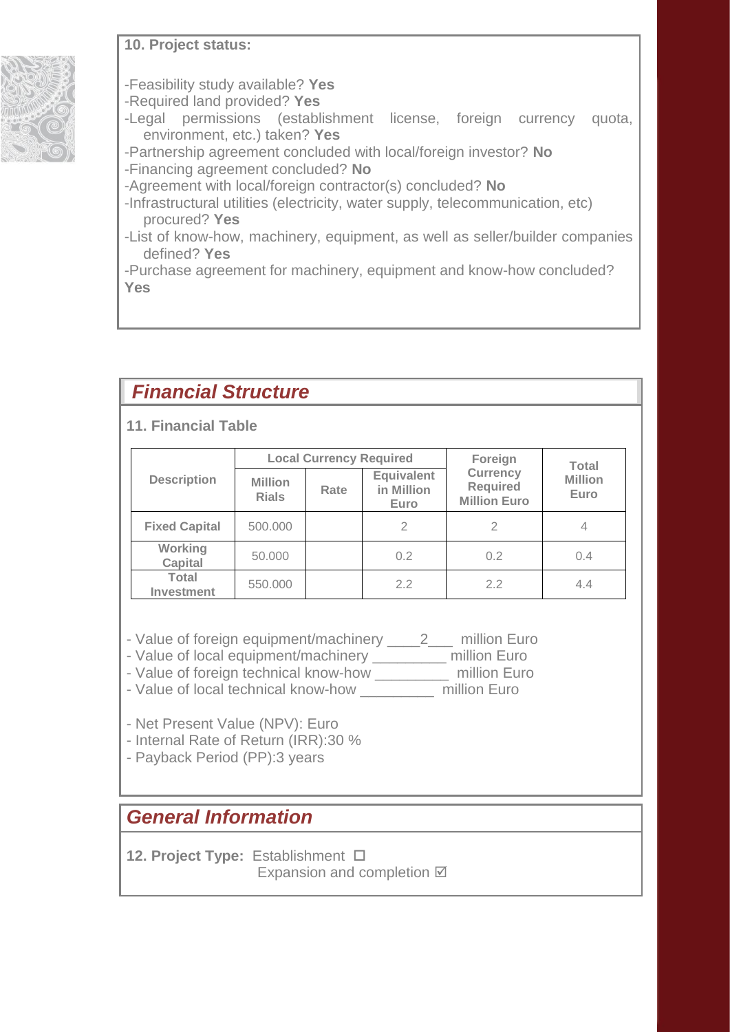**10. Project status:**

-Feasibility study available? **Yes**
-Required land provided? **Yes**
-Legal permissions (establishment license, foreign currency quota, environment, etc.) taken? **Yes**
-Partnership agreement concluded with local/foreign investor? **No**
-Financing agreement concluded? **No**
-Agreement with local/foreign contractor(s) concluded? **No**
-Infrastructural utilities (electricity, water supply, telecommunication, etc) procured? **Yes**
-List of know-how, machinery, equipment, as well as seller/builder companies defined? **Yes**
-Purchase agreement for machinery, equipment and know-how concluded? **Yes**

## *Financial Structure*

**11. Financial Table**

| Description | Local Currency Required | | | Foreign Currency Required Million Euro | Total Million Euro |
|---|---|---|---|---|---|
| | Million Rials | Rate | Equivalent in Million Euro | | |
| Fixed Capital | 500.000 | | 2 | 2 | 4 |
| Working Capital | 50.000 | | 0.2 | 0.2 | 0.4 |
| Total Investment | 550.000 | | 2.2 | 2.2 | 4.4 |

- Value of foreign equipment/machinery ____2___ million Euro
- Value of local equipment/machinery _________ million Euro
- Value of foreign technical know-how _________ million Euro
- Value of local technical know-how _________ million Euro

- Net Present Value (NPV): Euro
- Internal Rate of Return (IRR):30 %
- Payback Period (PP):3 years

## *General Information*

**12. Project Type:** Establishment ☐
Expansion and completion ☑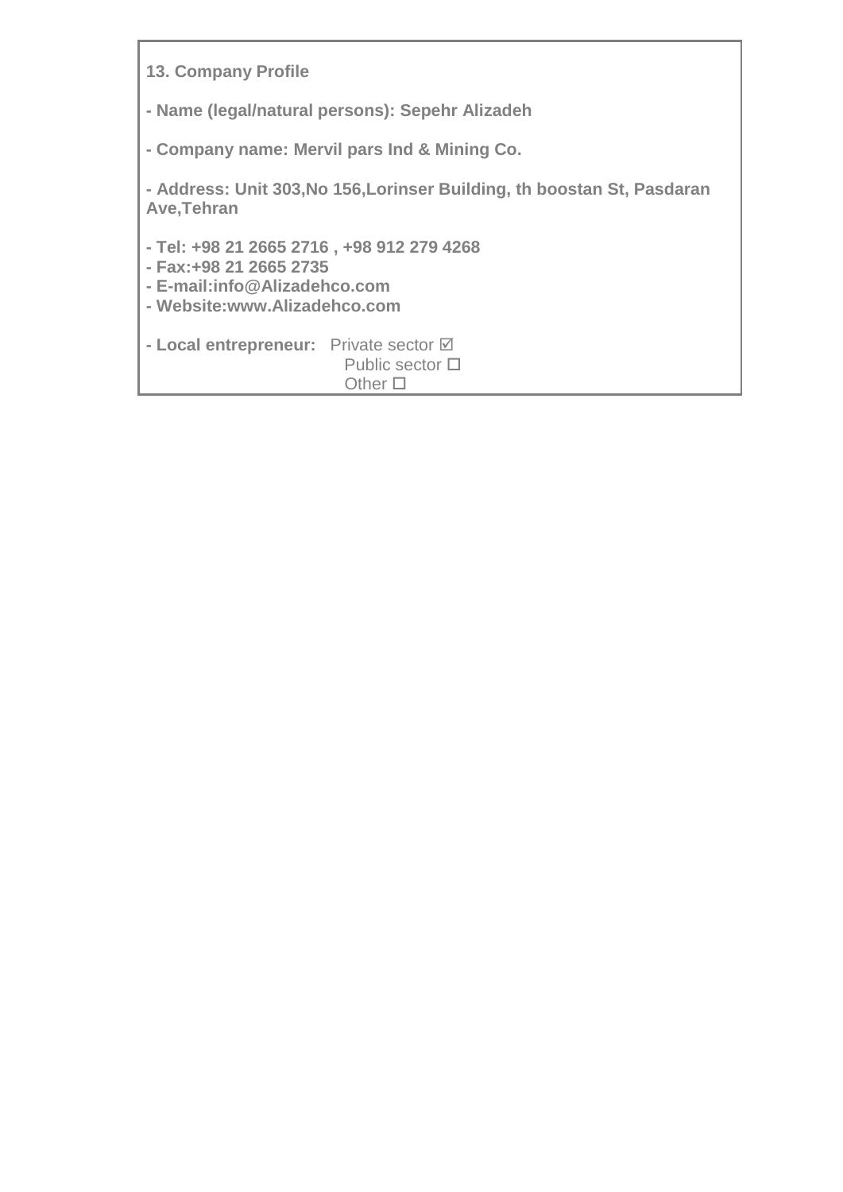**13. Company Profile**

**- Name (legal/natural persons): Sepehr Alizadeh**

**- Company name: Mervil pars Ind & Mining Co.**

**- Address: Unit 303,No 156,Lorinser Building, th boostan St, Pasdaran Ave,Tehran**

**- Tel: +98 21 2665 2716 , +98 912 279 4268**
**- Fax:+98 21 2665 2735**
**- E-mail:info@Alizadehco.com**
**- Website:www.Alizadehco.com**

**- Local entrepreneur:** Private sector ☑
Public sector ☐
Other ☐